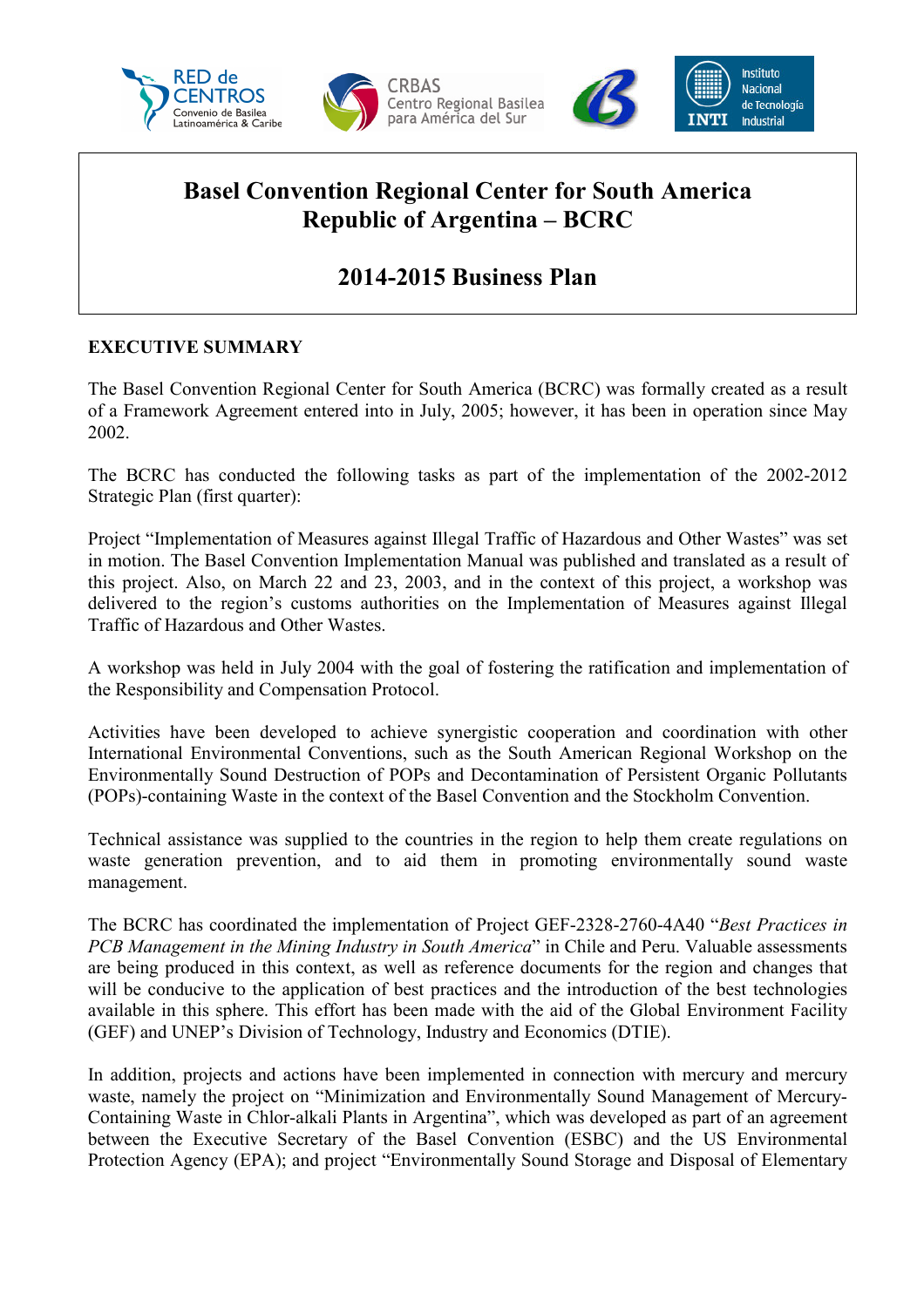# Basel Convention Regional Center for South America Republic of Argentina – BCRC

## 2014-2015 Business Plan

**EXECUTIVE SUMMARY**

The Basel Convention Regional Center for South America (BCRC) was formally created as a result of a Framework Agreement entered into in July, 2005; however, it has been in operation since May 2002.

The BCRC has conducted the following tasks as part of the implementation of the 2002-2012 Strategic Plan (first quarter):

Project "Implementation of Measures against Illegal Traffic of Hazardous and Other Wastes" was set in motion. The Basel Convention Implementation Manual was published and translated as a result of this project. Also, on March 22 and 23, 2003, and in the context of this project, a workshop was delivered to the region's customs authorities on the Implementation of Measures against Illegal Traffic of Hazardous and Other Wastes.

A workshop was held in July 2004 with the goal of fostering the ratification and implementation of the Responsibility and Compensation Protocol.

Activities have been developed to achieve synergistic cooperation and coordination with other International Environmental Conventions, such as the South American Regional Workshop on the Environmentally Sound Destruction of POPs and Decontamination of Persistent Organic Pollutants (POPs)-containing Waste in the context of the Basel Convention and the Stockholm Convention.

Technical assistance was supplied to the countries in the region to help them create regulations on waste generation prevention, and to aid them in promoting environmentally sound waste management.

The BCRC has coordinated the implementation of Project GEF-2328-2760-4A40 "*Best Practices in PCB Management in the Mining Industry in South America*" in Chile and Peru. Valuable assessments are being produced in this context, as well as reference documents for the region and changes that will be conducive to the application of best practices and the introduction of the best technologies available in this sphere. This effort has been made with the aid of the Global Environment Facility (GEF) and UNEP's Division of Technology, Industry and Economics (DTIE).

In addition, projects and actions have been implemented in connection with mercury and mercury waste, namely the project on "Minimization and Environmentally Sound Management of Mercury-Containing Waste in Chlor-alkali Plants in Argentina", which was developed as part of an agreement between the Executive Secretary of the Basel Convention (ESBC) and the US Environmental Protection Agency (EPA); and project "Environmentally Sound Storage and Disposal of Elementary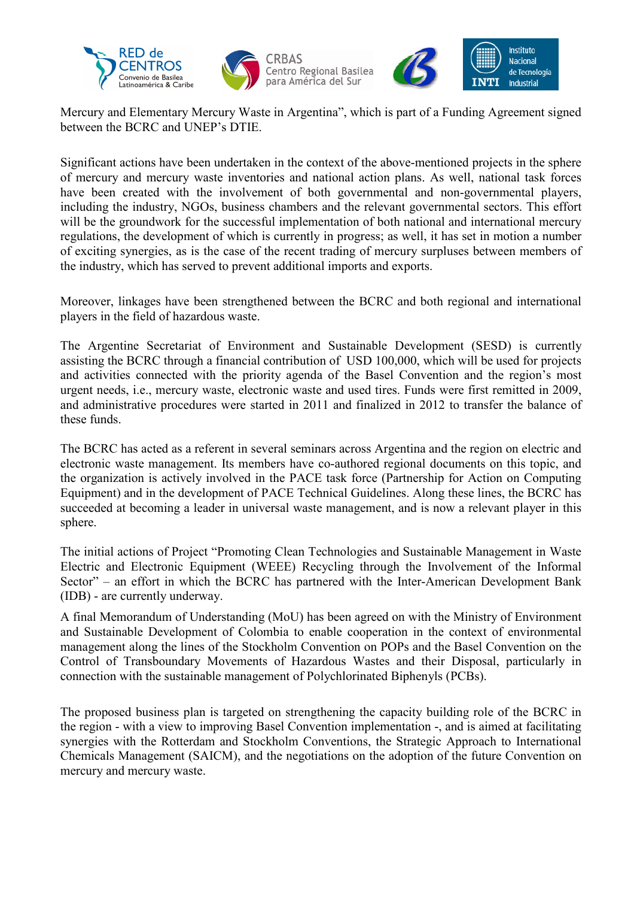Mercury and Elementary Mercury Waste in Argentina", which is part of a Funding Agreement signed between the BCRC and UNEP's DTIE.

Significant actions have been undertaken in the context of the above-mentioned projects in the sphere of mercury and mercury waste inventories and national action plans. As well, national task forces have been created with the involvement of both governmental and non-governmental players, including the industry, NGOs, business chambers and the relevant governmental sectors. This effort will be the groundwork for the successful implementation of both national and international mercury regulations, the development of which is currently in progress; as well, it has set in motion a number of exciting synergies, as is the case of the recent trading of mercury surpluses between members of the industry, which has served to prevent additional imports and exports.

Moreover, linkages have been strengthened between the BCRC and both regional and international players in the field of hazardous waste.

The Argentine Secretariat of Environment and Sustainable Development (SESD) is currently assisting the BCRC through a financial contribution of USD 100,000, which will be used for projects and activities connected with the priority agenda of the Basel Convention and the region's most urgent needs, i.e., mercury waste, electronic waste and used tires. Funds were first remitted in 2009, and administrative procedures were started in 2011 and finalized in 2012 to transfer the balance of these funds.

The BCRC has acted as a referent in several seminars across Argentina and the region on electric and electronic waste management. Its members have co-authored regional documents on this topic, and the organization is actively involved in the PACE task force (Partnership for Action on Computing Equipment) and in the development of PACE Technical Guidelines. Along these lines, the BCRC has succeeded at becoming a leader in universal waste management, and is now a relevant player in this sphere.

The initial actions of Project "Promoting Clean Technologies and Sustainable Management in Waste Electric and Electronic Equipment (WEEE) Recycling through the Involvement of the Informal Sector" – an effort in which the BCRC has partnered with the Inter-American Development Bank (IDB) - are currently underway.

A final Memorandum of Understanding (MoU) has been agreed on with the Ministry of Environment and Sustainable Development of Colombia to enable cooperation in the context of environmental management along the lines of the Stockholm Convention on POPs and the Basel Convention on the Control of Transboundary Movements of Hazardous Wastes and their Disposal, particularly in connection with the sustainable management of Polychlorinated Biphenyls (PCBs).

The proposed business plan is targeted on strengthening the capacity building role of the BCRC in the region - with a view to improving Basel Convention implementation -, and is aimed at facilitating synergies with the Rotterdam and Stockholm Conventions, the Strategic Approach to International Chemicals Management (SAICM), and the negotiations on the adoption of the future Convention on mercury and mercury waste.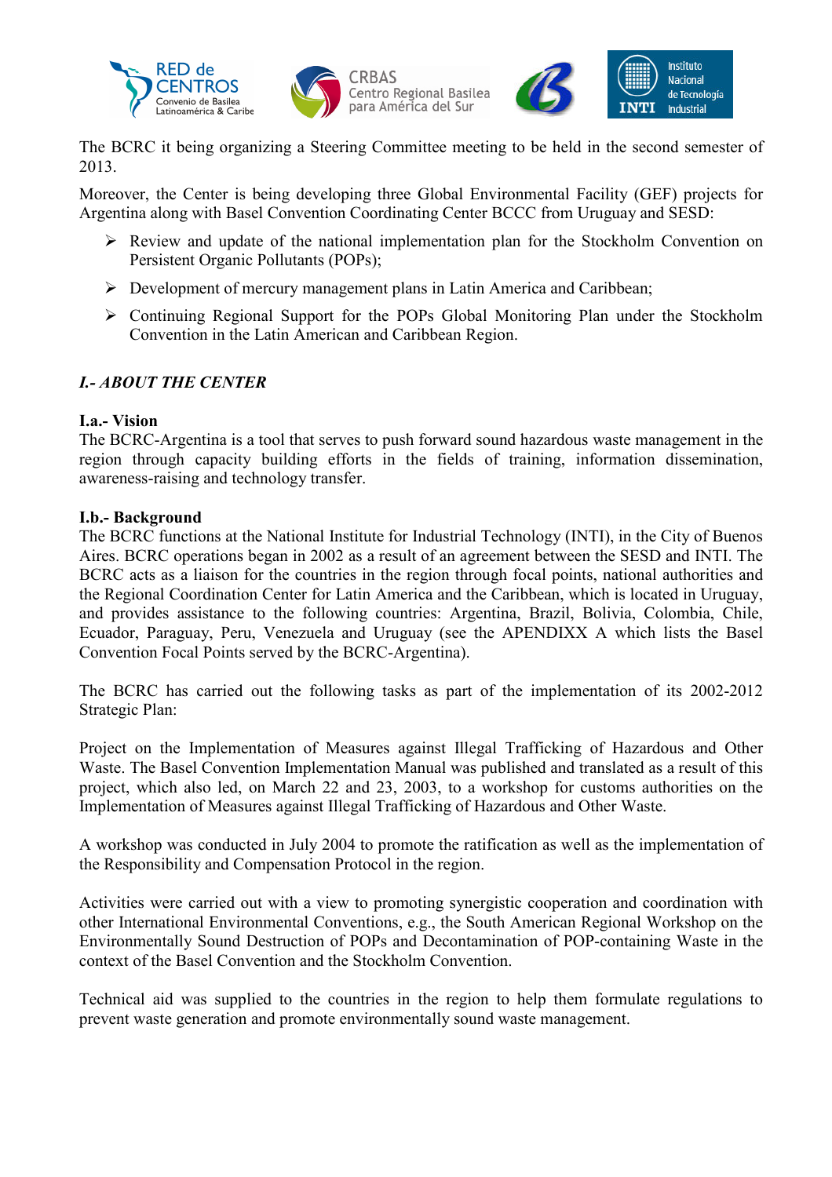The BCRC it being organizing a Steering Committee meeting to be held in the second semester of 2013.

Moreover, the Center is being developing three Global Environmental Facility (GEF) projects for Argentina along with Basel Convention Coordinating Center BCCC from Uruguay and SESD:

- Review and update of the national implementation plan for the Stockholm Convention on Persistent Organic Pollutants (POPs);
- Development of mercury management plans in Latin America and Caribbean;
- Continuing Regional Support for the POPs Global Monitoring Plan under the Stockholm Convention in the Latin American and Caribbean Region.

## *I.- ABOUT THE CENTER*

### I.a.- Vision

The BCRC-Argentina is a tool that serves to push forward sound hazardous waste management in the region through capacity building efforts in the fields of training, information dissemination, awareness-raising and technology transfer.

### I.b.- Background

The BCRC functions at the National Institute for Industrial Technology (INTI), in the City of Buenos Aires. BCRC operations began in 2002 as a result of an agreement between the SESD and INTI. The BCRC acts as a liaison for the countries in the region through focal points, national authorities and the Regional Coordination Center for Latin America and the Caribbean, which is located in Uruguay, and provides assistance to the following countries: Argentina, Brazil, Bolivia, Colombia, Chile, Ecuador, Paraguay, Peru, Venezuela and Uruguay (see the APENDIXX A which lists the Basel Convention Focal Points served by the BCRC-Argentina).

The BCRC has carried out the following tasks as part of the implementation of its 2002-2012 Strategic Plan:

Project on the Implementation of Measures against Illegal Trafficking of Hazardous and Other Waste. The Basel Convention Implementation Manual was published and translated as a result of this project, which also led, on March 22 and 23, 2003, to a workshop for customs authorities on the Implementation of Measures against Illegal Trafficking of Hazardous and Other Waste.

A workshop was conducted in July 2004 to promote the ratification as well as the implementation of the Responsibility and Compensation Protocol in the region.

Activities were carried out with a view to promoting synergistic cooperation and coordination with other International Environmental Conventions, e.g., the South American Regional Workshop on the Environmentally Sound Destruction of POPs and Decontamination of POP-containing Waste in the context of the Basel Convention and the Stockholm Convention.

Technical aid was supplied to the countries in the region to help them formulate regulations to prevent waste generation and promote environmentally sound waste management.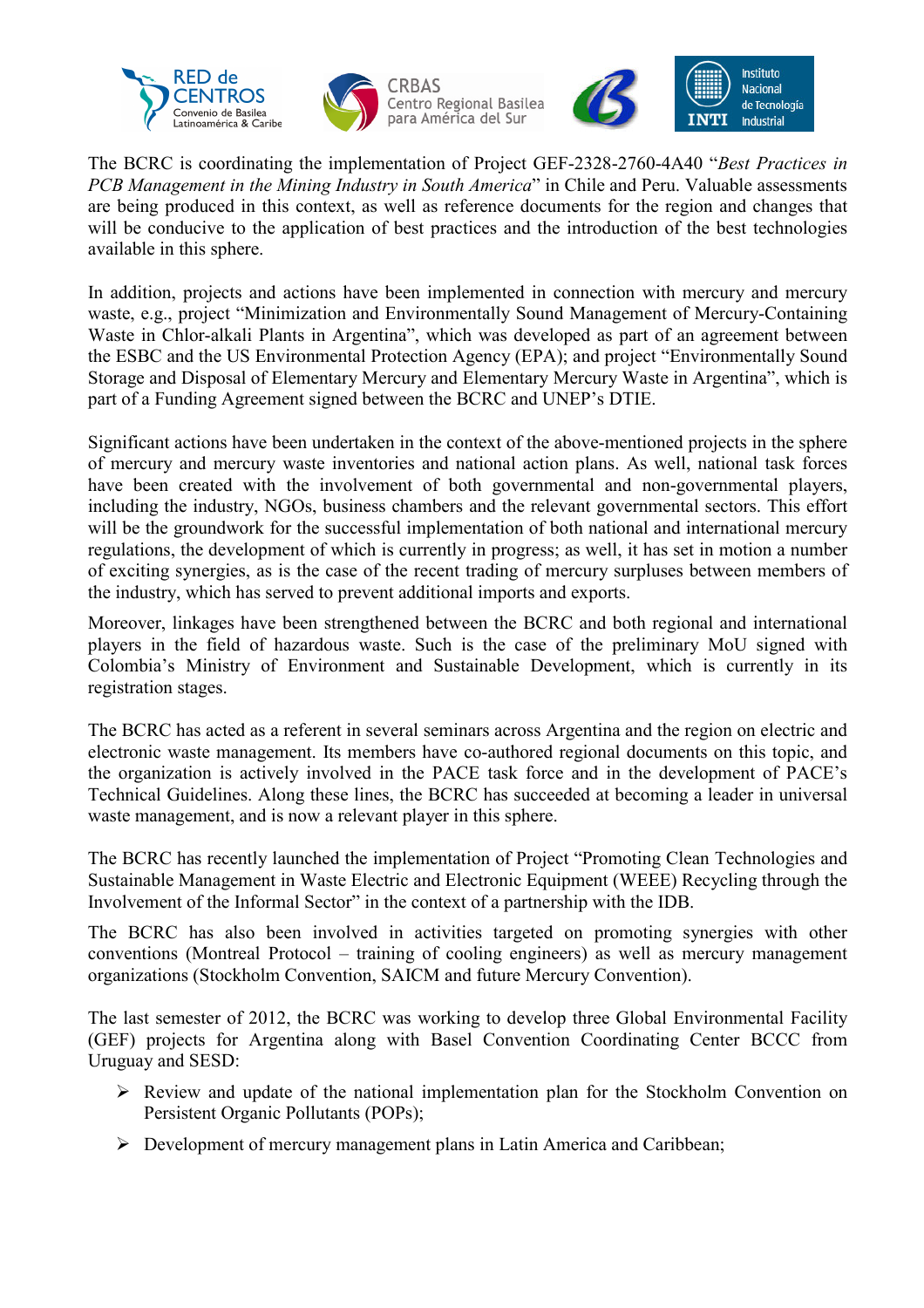The BCRC is coordinating the implementation of Project GEF-2328-2760-4A40 "*Best Practices in PCB Management in the Mining Industry in South America*" in Chile and Peru. Valuable assessments are being produced in this context, as well as reference documents for the region and changes that will be conducive to the application of best practices and the introduction of the best technologies available in this sphere.

In addition, projects and actions have been implemented in connection with mercury and mercury waste, e.g., project "Minimization and Environmentally Sound Management of Mercury-Containing Waste in Chlor-alkali Plants in Argentina", which was developed as part of an agreement between the ESBC and the US Environmental Protection Agency (EPA); and project "Environmentally Sound Storage and Disposal of Elementary Mercury and Elementary Mercury Waste in Argentina", which is part of a Funding Agreement signed between the BCRC and UNEP's DTIE.

Significant actions have been undertaken in the context of the above-mentioned projects in the sphere of mercury and mercury waste inventories and national action plans. As well, national task forces have been created with the involvement of both governmental and non-governmental players, including the industry, NGOs, business chambers and the relevant governmental sectors. This effort will be the groundwork for the successful implementation of both national and international mercury regulations, the development of which is currently in progress; as well, it has set in motion a number of exciting synergies, as is the case of the recent trading of mercury surpluses between members of the industry, which has served to prevent additional imports and exports.

Moreover, linkages have been strengthened between the BCRC and both regional and international players in the field of hazardous waste. Such is the case of the preliminary MoU signed with Colombia's Ministry of Environment and Sustainable Development, which is currently in its registration stages.

The BCRC has acted as a referent in several seminars across Argentina and the region on electric and electronic waste management. Its members have co-authored regional documents on this topic, and the organization is actively involved in the PACE task force and in the development of PACE's Technical Guidelines. Along these lines, the BCRC has succeeded at becoming a leader in universal waste management, and is now a relevant player in this sphere.

The BCRC has recently launched the implementation of Project "Promoting Clean Technologies and Sustainable Management in Waste Electric and Electronic Equipment (WEEE) Recycling through the Involvement of the Informal Sector" in the context of a partnership with the IDB.

The BCRC has also been involved in activities targeted on promoting synergies with other conventions (Montreal Protocol – training of cooling engineers) as well as mercury management organizations (Stockholm Convention, SAICM and future Mercury Convention).

The last semester of 2012, the BCRC was working to develop three Global Environmental Facility (GEF) projects for Argentina along with Basel Convention Coordinating Center BCCC from Uruguay and SESD:

- Review and update of the national implementation plan for the Stockholm Convention on Persistent Organic Pollutants (POPs);
- Development of mercury management plans in Latin America and Caribbean;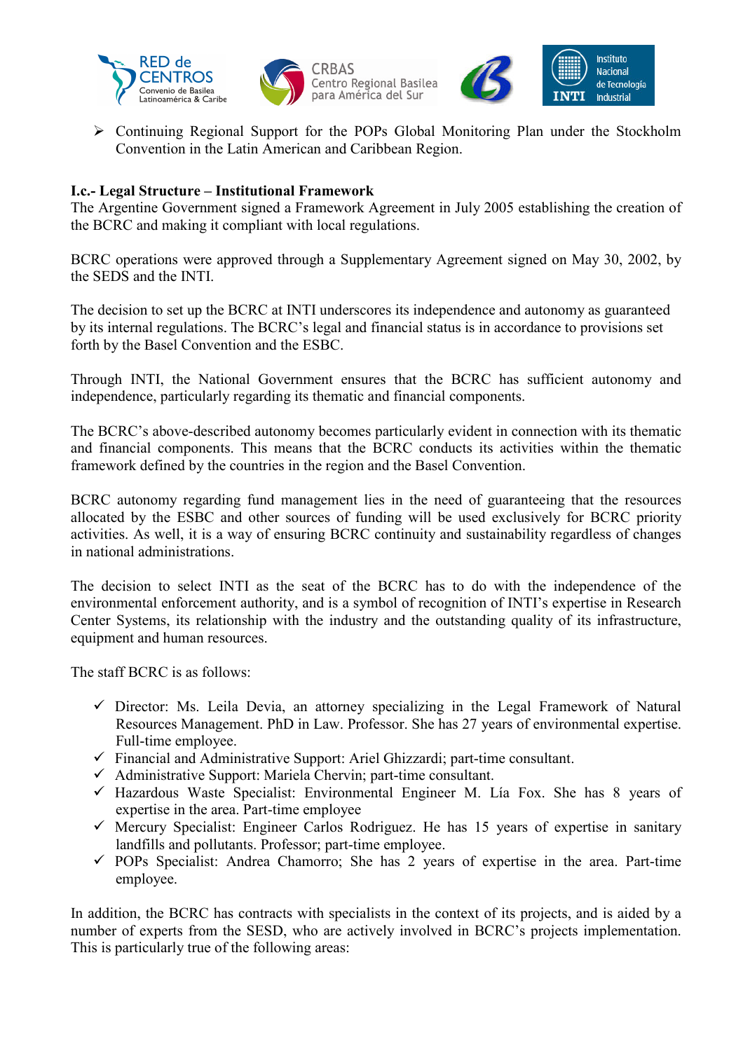- Continuing Regional Support for the POPs Global Monitoring Plan under the Stockholm Convention in the Latin American and Caribbean Region.

**I.c.- Legal Structure – Institutional Framework**

The Argentine Government signed a Framework Agreement in July 2005 establishing the creation of the BCRC and making it compliant with local regulations.

BCRC operations were approved through a Supplementary Agreement signed on May 30, 2002, by the SEDS and the INTI.

The decision to set up the BCRC at INTI underscores its independence and autonomy as guaranteed by its internal regulations. The BCRC's legal and financial status is in accordance to provisions set forth by the Basel Convention and the ESBC.

Through INTI, the National Government ensures that the BCRC has sufficient autonomy and independence, particularly regarding its thematic and financial components.

The BCRC's above-described autonomy becomes particularly evident in connection with its thematic and financial components. This means that the BCRC conducts its activities within the thematic framework defined by the countries in the region and the Basel Convention.

BCRC autonomy regarding fund management lies in the need of guaranteeing that the resources allocated by the ESBC and other sources of funding will be used exclusively for BCRC priority activities. As well, it is a way of ensuring BCRC continuity and sustainability regardless of changes in national administrations.

The decision to select INTI as the seat of the BCRC has to do with the independence of the environmental enforcement authority, and is a symbol of recognition of INTI's expertise in Research Center Systems, its relationship with the industry and the outstanding quality of its infrastructure, equipment and human resources.

The staff BCRC is as follows:

- ✓ Director: Ms. Leila Devia, an attorney specializing in the Legal Framework of Natural Resources Management. PhD in Law. Professor. She has 27 years of environmental expertise. Full-time employee.
- ✓ Financial and Administrative Support: Ariel Ghizzardi; part-time consultant.
- ✓ Administrative Support: Mariela Chervin; part-time consultant.
- ✓ Hazardous Waste Specialist: Environmental Engineer M. Lía Fox. She has 8 years of expertise in the area. Part-time employee
- ✓ Mercury Specialist: Engineer Carlos Rodriguez. He has 15 years of expertise in sanitary landfills and pollutants. Professor; part-time employee.
- ✓ POPs Specialist: Andrea Chamorro; She has 2 years of expertise in the area. Part-time employee.

In addition, the BCRC has contracts with specialists in the context of its projects, and is aided by a number of experts from the SESD, who are actively involved in BCRC's projects implementation. This is particularly true of the following areas: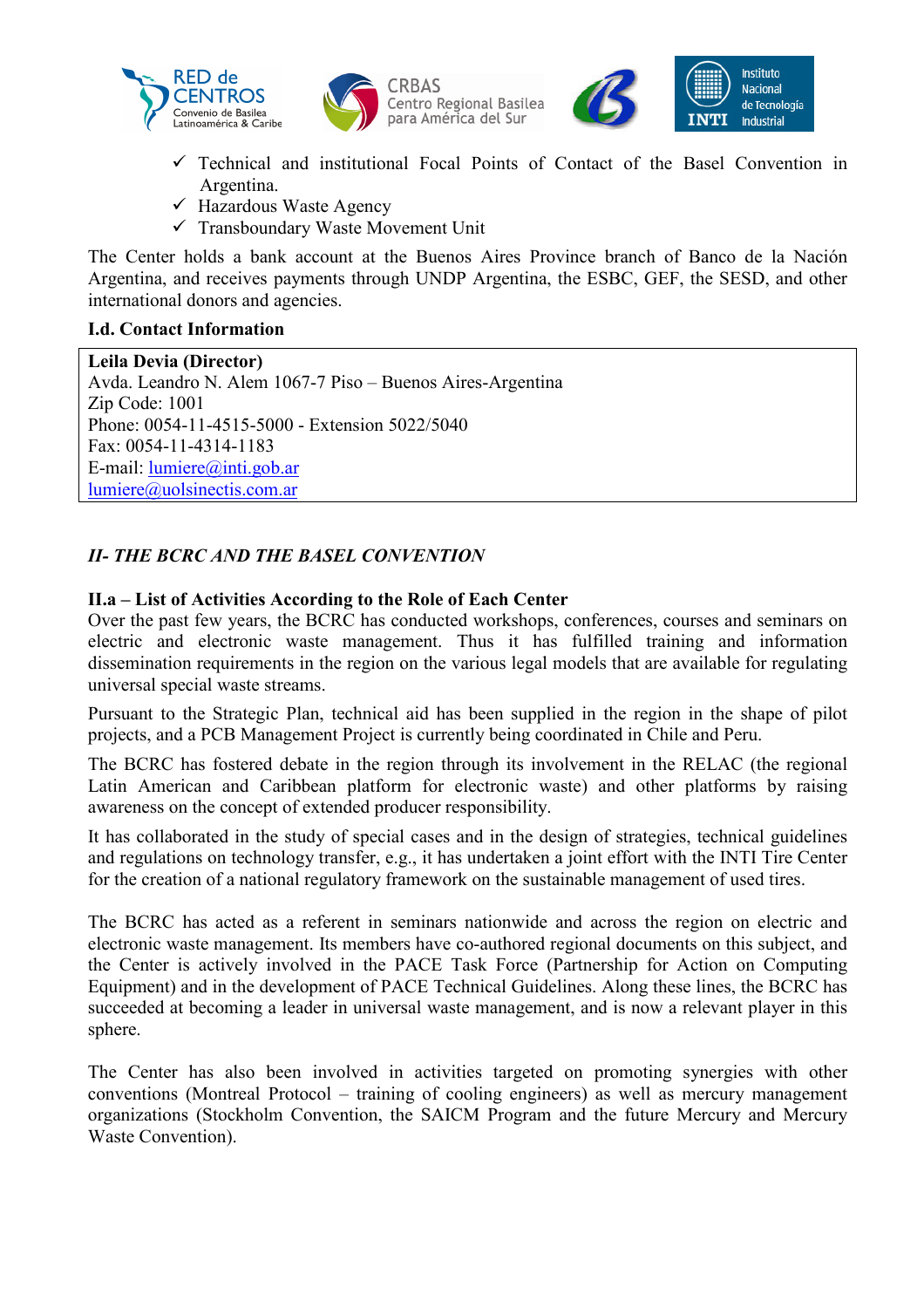- ✓ Technical and institutional Focal Points of Contact of the Basel Convention in Argentina.
- ✓ Hazardous Waste Agency
- ✓ Transboundary Waste Movement Unit

The Center holds a bank account at the Buenos Aires Province branch of Banco de la Nación Argentina, and receives payments through UNDP Argentina, the ESBC, GEF, the SESD, and other international donors and agencies.

**I.d. Contact Information**

| |
|---|
| **Leila Devia (Director)**<br>Avda. Leandro N. Alem 1067-7 Piso – Buenos Aires-Argentina<br>Zip Code: 1001<br>Phone: 0054-11-4515-5000 - Extension 5022/5040<br>Fax: 0054-11-4314-1183<br>E-mail: lumiere@inti.gob.ar<br>lumiere@uolsinectis.com.ar |

## *II- THE BCRC AND THE BASEL CONVENTION*

**II.a – List of Activities According to the Role of Each Center**

Over the past few years, the BCRC has conducted workshops, conferences, courses and seminars on electric and electronic waste management. Thus it has fulfilled training and information dissemination requirements in the region on the various legal models that are available for regulating universal special waste streams.

Pursuant to the Strategic Plan, technical aid has been supplied in the region in the shape of pilot projects, and a PCB Management Project is currently being coordinated in Chile and Peru.

The BCRC has fostered debate in the region through its involvement in the RELAC (the regional Latin American and Caribbean platform for electronic waste) and other platforms by raising awareness on the concept of extended producer responsibility.

It has collaborated in the study of special cases and in the design of strategies, technical guidelines and regulations on technology transfer, e.g., it has undertaken a joint effort with the INTI Tire Center for the creation of a national regulatory framework on the sustainable management of used tires.

The BCRC has acted as a referent in seminars nationwide and across the region on electric and electronic waste management. Its members have co-authored regional documents on this subject, and the Center is actively involved in the PACE Task Force (Partnership for Action on Computing Equipment) and in the development of PACE Technical Guidelines. Along these lines, the BCRC has succeeded at becoming a leader in universal waste management, and is now a relevant player in this sphere.

The Center has also been involved in activities targeted on promoting synergies with other conventions (Montreal Protocol – training of cooling engineers) as well as mercury management organizations (Stockholm Convention, the SAICM Program and the future Mercury and Mercury Waste Convention).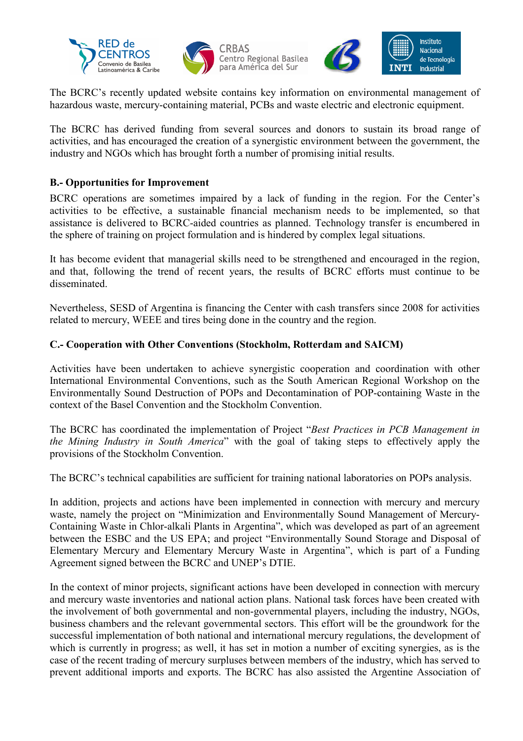The BCRC's recently updated website contains key information on environmental management of hazardous waste, mercury-containing material, PCBs and waste electric and electronic equipment.

The BCRC has derived funding from several sources and donors to sustain its broad range of activities, and has encouraged the creation of a synergistic environment between the government, the industry and NGOs which has brought forth a number of promising initial results.

### B.- Opportunities for Improvement

BCRC operations are sometimes impaired by a lack of funding in the region. For the Center's activities to be effective, a sustainable financial mechanism needs to be implemented, so that assistance is delivered to BCRC-aided countries as planned. Technology transfer is encumbered in the sphere of training on project formulation and is hindered by complex legal situations.

It has become evident that managerial skills need to be strengthened and encouraged in the region, and that, following the trend of recent years, the results of BCRC efforts must continue to be disseminated.

Nevertheless, SESD of Argentina is financing the Center with cash transfers since 2008 for activities related to mercury, WEEE and tires being done in the country and the region.

### C.- Cooperation with Other Conventions (Stockholm, Rotterdam and SAICM)

Activities have been undertaken to achieve synergistic cooperation and coordination with other International Environmental Conventions, such as the South American Regional Workshop on the Environmentally Sound Destruction of POPs and Decontamination of POP-containing Waste in the context of the Basel Convention and the Stockholm Convention.

The BCRC has coordinated the implementation of Project "*Best Practices in PCB Management in the Mining Industry in South America*" with the goal of taking steps to effectively apply the provisions of the Stockholm Convention.

The BCRC's technical capabilities are sufficient for training national laboratories on POPs analysis.

In addition, projects and actions have been implemented in connection with mercury and mercury waste, namely the project on "Minimization and Environmentally Sound Management of Mercury-Containing Waste in Chlor-alkali Plants in Argentina", which was developed as part of an agreement between the ESBC and the US EPA; and project "Environmentally Sound Storage and Disposal of Elementary Mercury and Elementary Mercury Waste in Argentina", which is part of a Funding Agreement signed between the BCRC and UNEP's DTIE.

In the context of minor projects, significant actions have been developed in connection with mercury and mercury waste inventories and national action plans. National task forces have been created with the involvement of both governmental and non-governmental players, including the industry, NGOs, business chambers and the relevant governmental sectors. This effort will be the groundwork for the successful implementation of both national and international mercury regulations, the development of which is currently in progress; as well, it has set in motion a number of exciting synergies, as is the case of the recent trading of mercury surpluses between members of the industry, which has served to prevent additional imports and exports. The BCRC has also assisted the Argentine Association of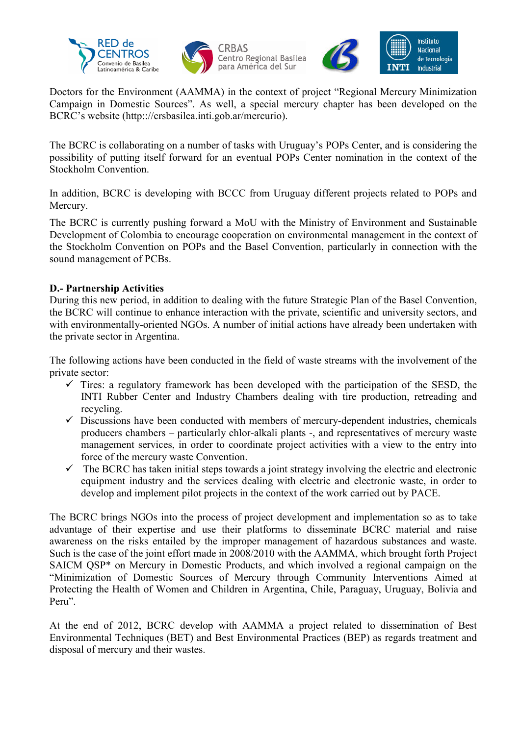Doctors for the Environment (AAMMA) in the context of project "Regional Mercury Minimization Campaign in Domestic Sources". As well, a special mercury chapter has been developed on the BCRC's website (http:://crsbasilea.inti.gob.ar/mercurio).

The BCRC is collaborating on a number of tasks with Uruguay's POPs Center, and is considering the possibility of putting itself forward for an eventual POPs Center nomination in the context of the Stockholm Convention.

In addition, BCRC is developing with BCCC from Uruguay different projects related to POPs and Mercury.

The BCRC is currently pushing forward a MoU with the Ministry of Environment and Sustainable Development of Colombia to encourage cooperation on environmental management in the context of the Stockholm Convention on POPs and the Basel Convention, particularly in connection with the sound management of PCBs.

**D.- Partnership Activities**

During this new period, in addition to dealing with the future Strategic Plan of the Basel Convention, the BCRC will continue to enhance interaction with the private, scientific and university sectors, and with environmentally-oriented NGOs. A number of initial actions have already been undertaken with the private sector in Argentina.

The following actions have been conducted in the field of waste streams with the involvement of the private sector:

- ✓ Tires: a regulatory framework has been developed with the participation of the SESD, the INTI Rubber Center and Industry Chambers dealing with tire production, retreading and recycling.
- ✓ Discussions have been conducted with members of mercury-dependent industries, chemicals producers chambers – particularly chlor-alkali plants -, and representatives of mercury waste management services, in order to coordinate project activities with a view to the entry into force of the mercury waste Convention.
- ✓ The BCRC has taken initial steps towards a joint strategy involving the electric and electronic equipment industry and the services dealing with electric and electronic waste, in order to develop and implement pilot projects in the context of the work carried out by PACE.

The BCRC brings NGOs into the process of project development and implementation so as to take advantage of their expertise and use their platforms to disseminate BCRC material and raise awareness on the risks entailed by the improper management of hazardous substances and waste. Such is the case of the joint effort made in 2008/2010 with the AAMMA, which brought forth Project SAICM QSP* on Mercury in Domestic Products, and which involved a regional campaign on the "Minimization of Domestic Sources of Mercury through Community Interventions Aimed at Protecting the Health of Women and Children in Argentina, Chile, Paraguay, Uruguay, Bolivia and Peru".

At the end of 2012, BCRC develop with AAMMA a project related to dissemination of Best Environmental Techniques (BET) and Best Environmental Practices (BEP) as regards treatment and disposal of mercury and their wastes.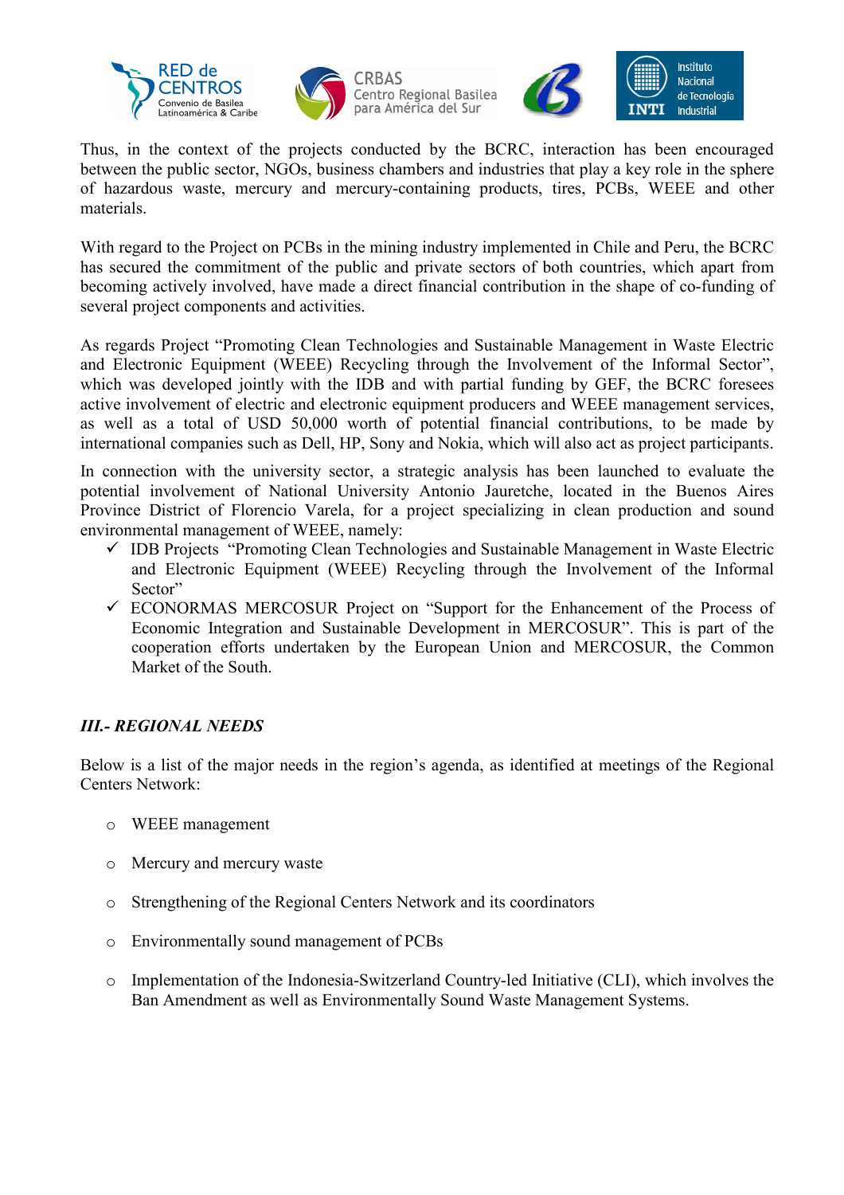Thus, in the context of the projects conducted by the BCRC, interaction has been encouraged between the public sector, NGOs, business chambers and industries that play a key role in the sphere of hazardous waste, mercury and mercury-containing products, tires, PCBs, WEEE and other materials.

With regard to the Project on PCBs in the mining industry implemented in Chile and Peru, the BCRC has secured the commitment of the public and private sectors of both countries, which apart from becoming actively involved, have made a direct financial contribution in the shape of co-funding of several project components and activities.

As regards Project "Promoting Clean Technologies and Sustainable Management in Waste Electric and Electronic Equipment (WEEE) Recycling through the Involvement of the Informal Sector", which was developed jointly with the IDB and with partial funding by GEF, the BCRC foresees active involvement of electric and electronic equipment producers and WEEE management services, as well as a total of USD 50,000 worth of potential financial contributions, to be made by international companies such as Dell, HP, Sony and Nokia, which will also act as project participants.

In connection with the university sector, a strategic analysis has been launched to evaluate the potential involvement of National University Antonio Jauretche, located in the Buenos Aires Province District of Florencio Varela, for a project specializing in clean production and sound environmental management of WEEE, namely:

- ✓ IDB Projects "Promoting Clean Technologies and Sustainable Management in Waste Electric and Electronic Equipment (WEEE) Recycling through the Involvement of the Informal Sector"
- ✓ ECONORMAS MERCOSUR Project on "Support for the Enhancement of the Process of Economic Integration and Sustainable Development in MERCOSUR". This is part of the cooperation efforts undertaken by the European Union and MERCOSUR, the Common Market of the South.

## *III.- REGIONAL NEEDS*

Below is a list of the major needs in the region's agenda, as identified at meetings of the Regional Centers Network:

- WEEE management
- Mercury and mercury waste
- Strengthening of the Regional Centers Network and its coordinators
- Environmentally sound management of PCBs
- Implementation of the Indonesia-Switzerland Country-led Initiative (CLI), which involves the Ban Amendment as well as Environmentally Sound Waste Management Systems.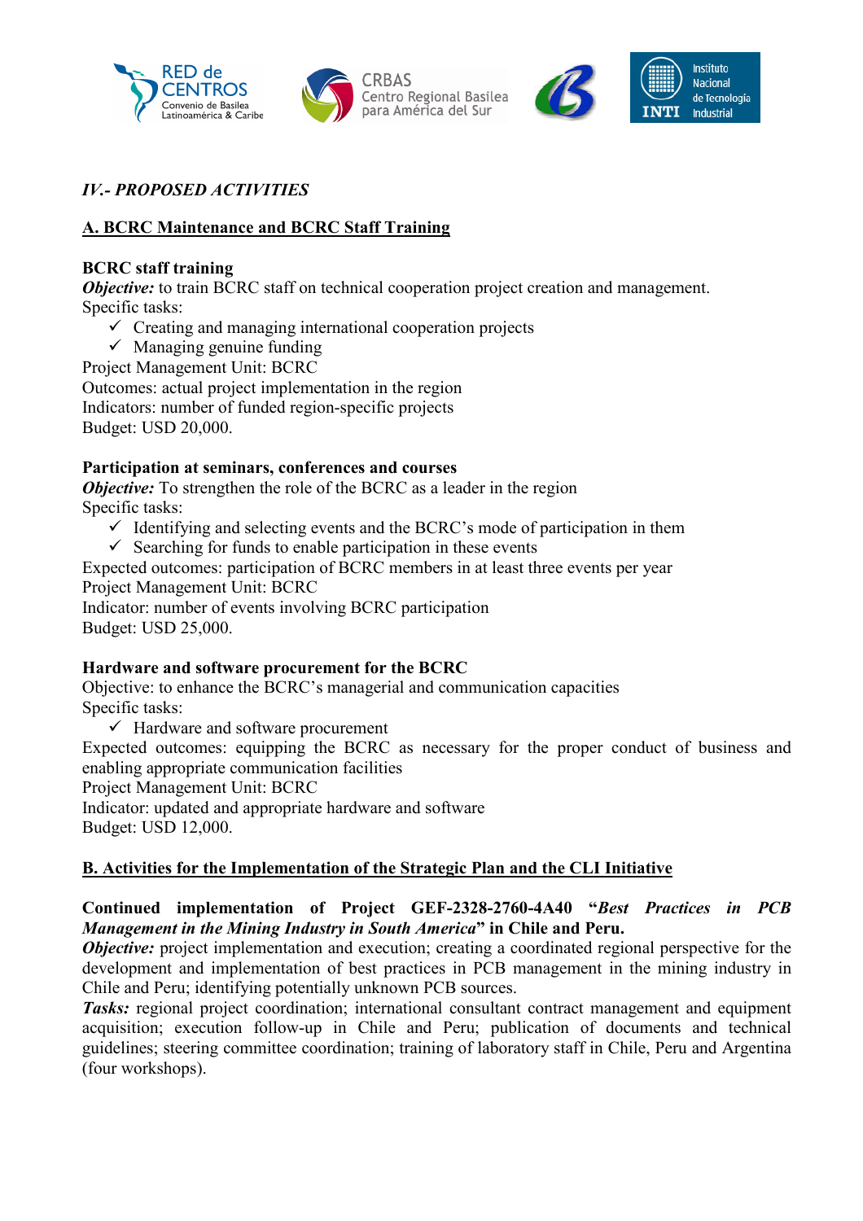## *IV.- PROPOSED ACTIVITIES*

### A. BCRC Maintenance and BCRC Staff Training

**BCRC staff training**

***Objective:*** to train BCRC staff on technical cooperation project creation and management.

Specific tasks:

- ✓ Creating and managing international cooperation projects
- ✓ Managing genuine funding

Project Management Unit: BCRC

Outcomes: actual project implementation in the region

Indicators: number of funded region-specific projects

Budget: USD 20,000.

**Participation at seminars, conferences and courses**

***Objective:*** To strengthen the role of the BCRC as a leader in the region

Specific tasks:

- ✓ Identifying and selecting events and the BCRC's mode of participation in them
- ✓ Searching for funds to enable participation in these events

Expected outcomes: participation of BCRC members in at least three events per year

Project Management Unit: BCRC

Indicator: number of events involving BCRC participation

Budget: USD 25,000.

**Hardware and software procurement for the BCRC**

Objective: to enhance the BCRC's managerial and communication capacities

Specific tasks:

- ✓ Hardware and software procurement

Expected outcomes: equipping the BCRC as necessary for the proper conduct of business and enabling appropriate communication facilities

Project Management Unit: BCRC

Indicator: updated and appropriate hardware and software

Budget: USD 12,000.

### B. Activities for the Implementation of the Strategic Plan and the CLI Initiative

**Continued implementation of Project GEF-2328-2760-4A40 "*Best Practices in PCB Management in the Mining Industry in South America*" in Chile and Peru.**

***Objective:*** project implementation and execution; creating a coordinated regional perspective for the development and implementation of best practices in PCB management in the mining industry in Chile and Peru; identifying potentially unknown PCB sources.

***Tasks:*** regional project coordination; international consultant contract management and equipment acquisition; execution follow-up in Chile and Peru; publication of documents and technical guidelines; steering committee coordination; training of laboratory staff in Chile, Peru and Argentina (four workshops).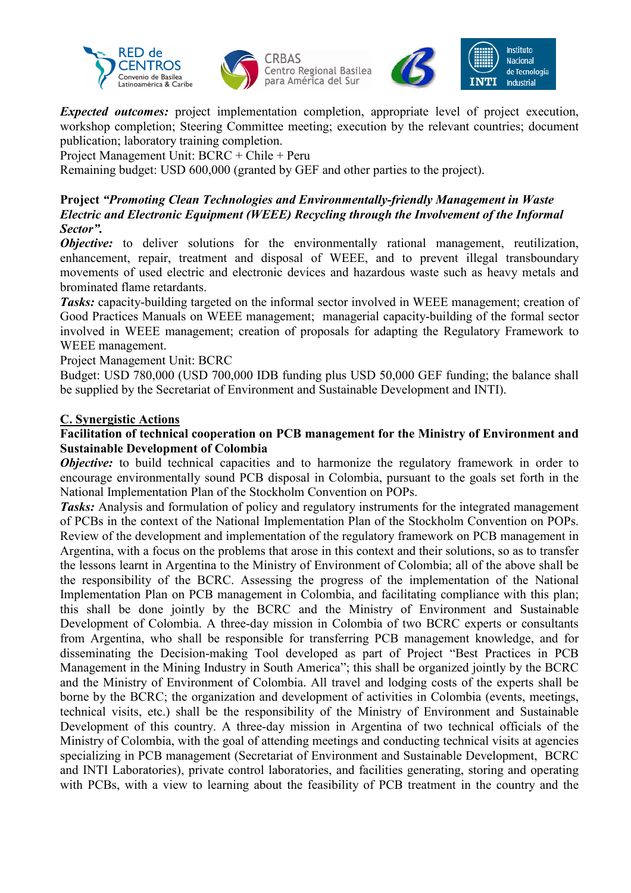***Expected outcomes:*** project implementation completion, appropriate level of project execution, workshop completion; Steering Committee meeting; execution by the relevant countries; document publication; laboratory training completion.
Project Management Unit: BCRC + Chile + Peru
Remaining budget: USD 600,000 (granted by GEF and other parties to the project).

**Project *"Promoting Clean Technologies and Environmentally-friendly Management in Waste Electric and Electronic Equipment (WEEE) Recycling through the Involvement of the Informal Sector".***
***Objective:*** to deliver solutions for the environmentally rational management, reutilization, enhancement, repair, treatment and disposal of WEEE, and to prevent illegal transboundary movements of used electric and electronic devices and hazardous waste such as heavy metals and brominated flame retardants.
***Tasks:*** capacity-building targeted on the informal sector involved in WEEE management; creation of Good Practices Manuals on WEEE management; managerial capacity-building of the formal sector involved in WEEE management; creation of proposals for adapting the Regulatory Framework to WEEE management.
Project Management Unit: BCRC
Budget: USD 780,000 (USD 700,000 IDB funding plus USD 50,000 GEF funding; the balance shall be supplied by the Secretariat of Environment and Sustainable Development and INTI).

**C. Synergistic Actions**

**Facilitation of technical cooperation on PCB management for the Ministry of Environment and Sustainable Development of Colombia**
***Objective:*** to build technical capacities and to harmonize the regulatory framework in order to encourage environmentally sound PCB disposal in Colombia, pursuant to the goals set forth in the National Implementation Plan of the Stockholm Convention on POPs.
***Tasks:*** Analysis and formulation of policy and regulatory instruments for the integrated management of PCBs in the context of the National Implementation Plan of the Stockholm Convention on POPs. Review of the development and implementation of the regulatory framework on PCB management in Argentina, with a focus on the problems that arose in this context and their solutions, so as to transfer the lessons learnt in Argentina to the Ministry of Environment of Colombia; all of the above shall be the responsibility of the BCRC. Assessing the progress of the implementation of the National Implementation Plan on PCB management in Colombia, and facilitating compliance with this plan; this shall be done jointly by the BCRC and the Ministry of Environment and Sustainable Development of Colombia. A three-day mission in Colombia of two BCRC experts or consultants from Argentina, who shall be responsible for transferring PCB management knowledge, and for disseminating the Decision-making Tool developed as part of Project "Best Practices in PCB Management in the Mining Industry in South America"; this shall be organized jointly by the BCRC and the Ministry of Environment of Colombia. All travel and lodging costs of the experts shall be borne by the BCRC; the organization and development of activities in Colombia (events, meetings, technical visits, etc.) shall be the responsibility of the Ministry of Environment and Sustainable Development of this country. A three-day mission in Argentina of two technical officials of the Ministry of Colombia, with the goal of attending meetings and conducting technical visits at agencies specializing in PCB management (Secretariat of Environment and Sustainable Development, BCRC and INTI Laboratories), private control laboratories, and facilities generating, storing and operating with PCBs, with a view to learning about the feasibility of PCB treatment in the country and the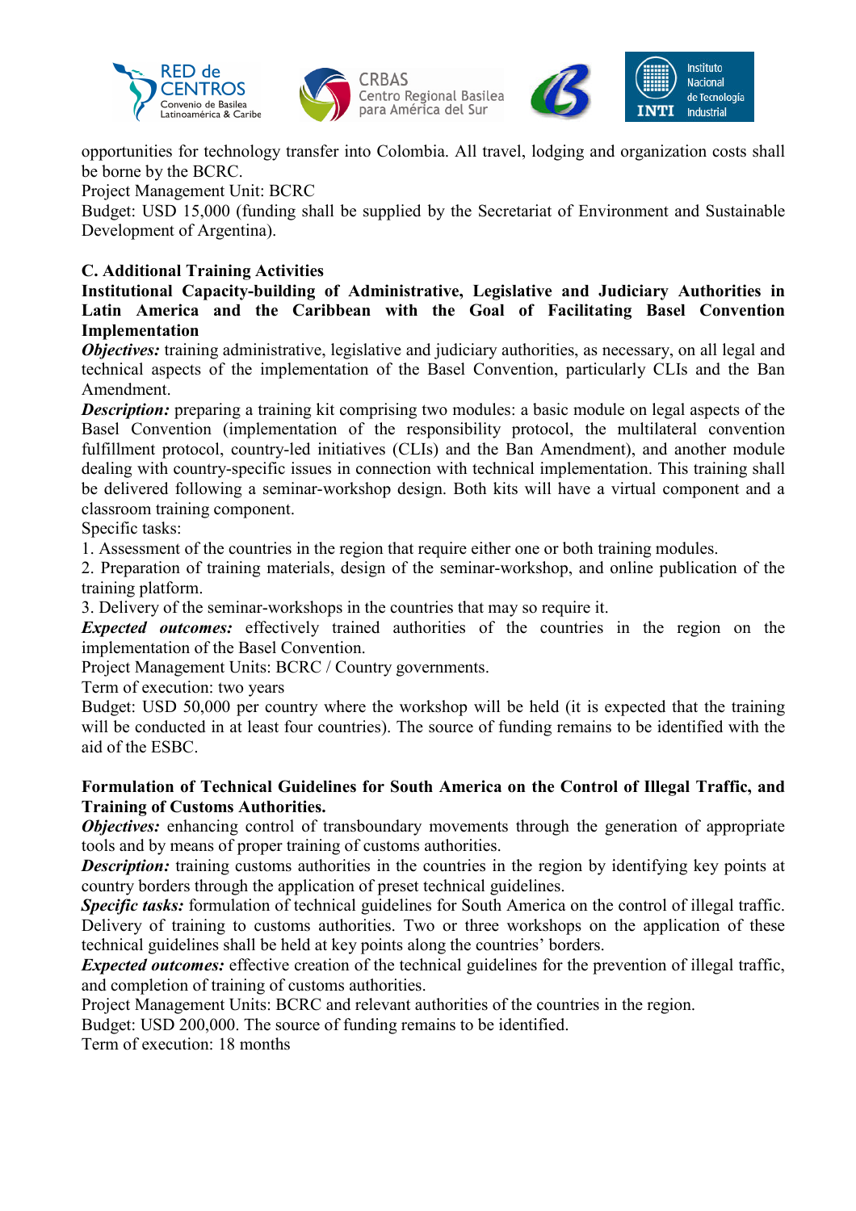opportunities for technology transfer into Colombia. All travel, lodging and organization costs shall be borne by the BCRC.
Project Management Unit: BCRC
Budget: USD 15,000 (funding shall be supplied by the Secretariat of Environment and Sustainable Development of Argentina).

### C. Additional Training Activities

**Institutional Capacity-building of Administrative, Legislative and Judiciary Authorities in Latin America and the Caribbean with the Goal of Facilitating Basel Convention Implementation**

***Objectives:*** training administrative, legislative and judiciary authorities, as necessary, on all legal and technical aspects of the implementation of the Basel Convention, particularly CLIs and the Ban Amendment.

***Description:*** preparing a training kit comprising two modules: a basic module on legal aspects of the Basel Convention (implementation of the responsibility protocol, the multilateral convention fulfillment protocol, country-led initiatives (CLIs) and the Ban Amendment), and another module dealing with country-specific issues in connection with technical implementation. This training shall be delivered following a seminar-workshop design. Both kits will have a virtual component and a classroom training component.

Specific tasks:

1. Assessment of the countries in the region that require either one or both training modules.
2. Preparation of training materials, design of the seminar-workshop, and online publication of the training platform.
3. Delivery of the seminar-workshops in the countries that may so require it.

***Expected outcomes:*** effectively trained authorities of the countries in the region on the implementation of the Basel Convention.
Project Management Units: BCRC / Country governments.
Term of execution: two years
Budget: USD 50,000 per country where the workshop will be held (it is expected that the training will be conducted in at least four countries). The source of funding remains to be identified with the aid of the ESBC.

**Formulation of Technical Guidelines for South America on the Control of Illegal Traffic, and Training of Customs Authorities.**

***Objectives:*** enhancing control of transboundary movements through the generation of appropriate tools and by means of proper training of customs authorities.

***Description:*** training customs authorities in the countries in the region by identifying key points at country borders through the application of preset technical guidelines.

***Specific tasks:*** formulation of technical guidelines for South America on the control of illegal traffic. Delivery of training to customs authorities. Two or three workshops on the application of these technical guidelines shall be held at key points along the countries' borders.

***Expected outcomes:*** effective creation of the technical guidelines for the prevention of illegal traffic, and completion of training of customs authorities.
Project Management Units: BCRC and relevant authorities of the countries in the region.
Budget: USD 200,000. The source of funding remains to be identified.
Term of execution: 18 months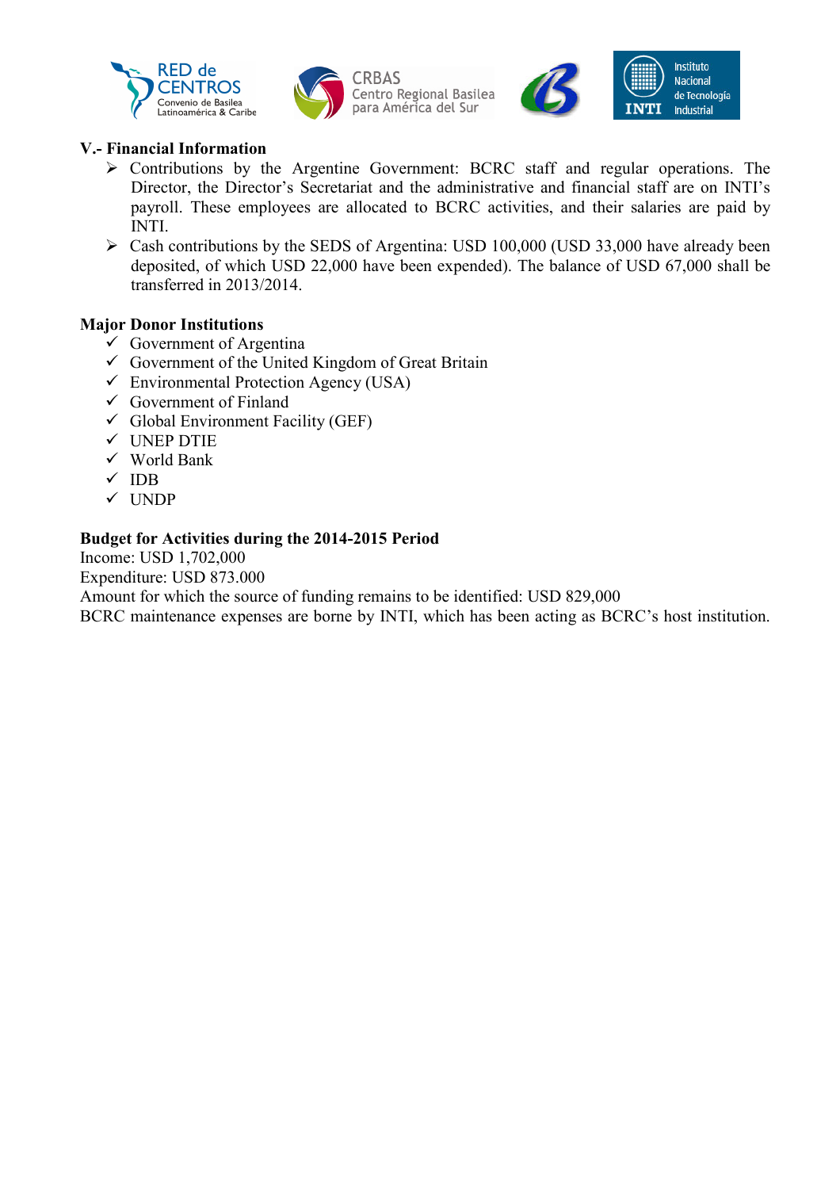## V.- Financial Information

- Contributions by the Argentine Government: BCRC staff and regular operations. The Director, the Director's Secretariat and the administrative and financial staff are on INTI's payroll. These employees are allocated to BCRC activities, and their salaries are paid by INTI.
- Cash contributions by the SEDS of Argentina: USD 100,000 (USD 33,000 have already been deposited, of which USD 22,000 have been expended). The balance of USD 67,000 shall be transferred in 2013/2014.

**Major Donor Institutions**

- ✓ Government of Argentina
- ✓ Government of the United Kingdom of Great Britain
- ✓ Environmental Protection Agency (USA)
- ✓ Government of Finland
- ✓ Global Environment Facility (GEF)
- ✓ UNEP DTIE
- ✓ World Bank
- ✓ IDB
- ✓ UNDP

**Budget for Activities during the 2014-2015 Period**

Income: USD 1,702,000
Expenditure: USD 873.000
Amount for which the source of funding remains to be identified: USD 829,000
BCRC maintenance expenses are borne by INTI, which has been acting as BCRC's host institution.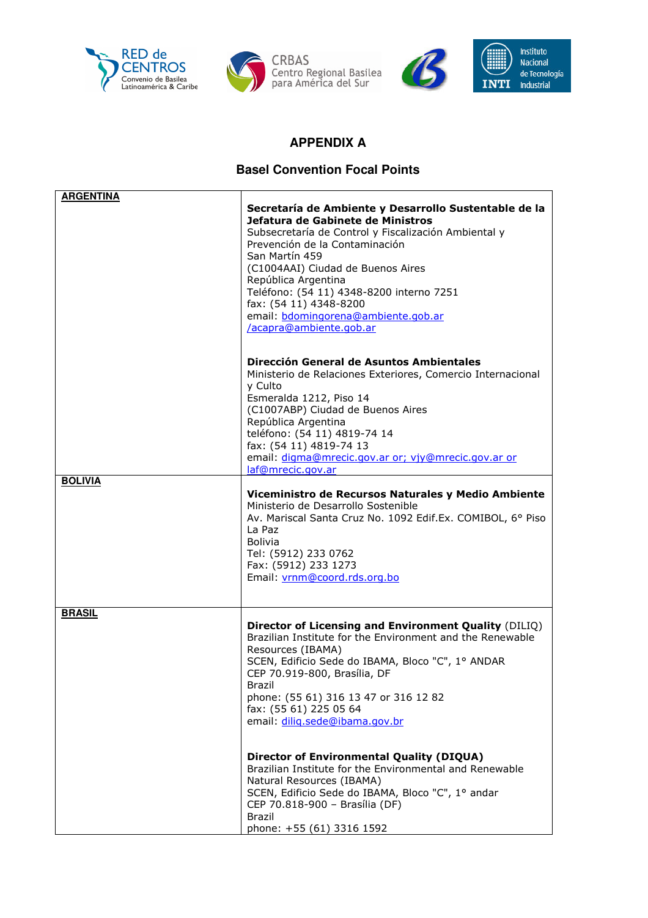## APPENDIX A

### Basel Convention Focal Points

| | |
|---|---|
| **ARGENTINA** | **Secretaría de Ambiente y Desarrollo Sustentable de la Jefatura de Gabinete de Ministros**<br>Subsecretaría de Control y Fiscalización Ambiental y Prevención de la Contaminación<br>San Martín 459<br>(C1004AAI) Ciudad de Buenos Aires<br>República Argentina<br>Teléfono: (54 11) 4348-8200 interno 7251<br>fax: (54 11) 4348-8200<br>email: bdomingorena@ambiente.gob.ar /acapra@ambiente.gob.ar<br><br>**Dirección General de Asuntos Ambientales**<br>Ministerio de Relaciones Exteriores, Comercio Internacional y Culto<br>Esmeralda 1212, Piso 14<br>(C1007ABP) Ciudad de Buenos Aires<br>República Argentina<br>teléfono: (54 11) 4819-74 14<br>fax: (54 11) 4819-74 13<br>email: digma@mrecic.gov.ar or; vjy@mrecic.gov.ar or laf@mrecic.gov.ar |
| **BOLIVIA** | **Viceministro de Recursos Naturales y Medio Ambiente**<br>Ministerio de Desarrollo Sostenible<br>Av. Mariscal Santa Cruz No. 1092 Edif.Ex. COMIBOL, 6° Piso<br>La Paz<br>Bolivia<br>Tel: (5912) 233 0762<br>Fax: (5912) 233 1273<br>Email: vrnm@coord.rds.org.bo |
| **BRASIL** | **Director of Licensing and Environment Quality** (DILIQ)<br>Brazilian Institute for the Environment and the Renewable Resources (IBAMA)<br>SCEN, Edificio Sede do IBAMA, Bloco "C", 1° ANDAR<br>CEP 70.919-800, Brasília, DF<br>Brazil<br>phone: (55 61) 316 13 47 or 316 12 82<br>fax: (55 61) 225 05 64<br>email: diliq.sede@ibama.gov.br<br><br>**Director of Environmental Quality (DIQUA)**<br>Brazilian Institute for the Environmental and Renewable Natural Resources (IBAMA)<br>SCEN, Edificio Sede do IBAMA, Bloco "C", 1° andar<br>CEP 70.818-900 – Brasília (DF)<br>Brazil<br>phone: +55 (61) 3316 1592 |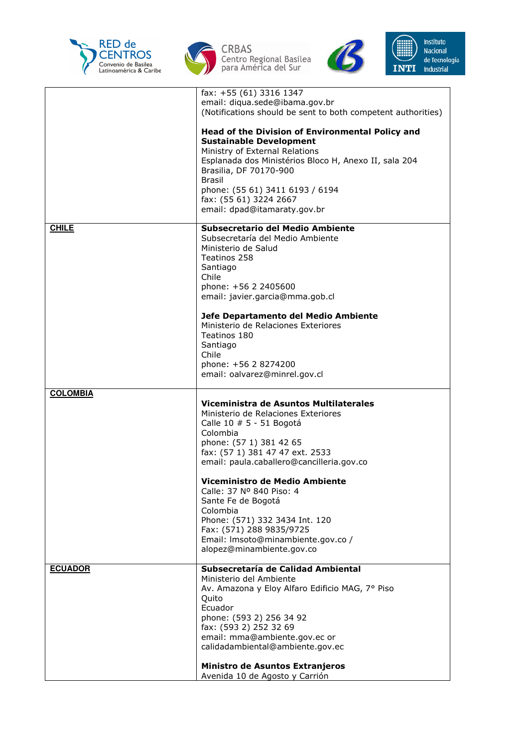| | |
|---|---|
| | fax: +55 (61) 3316 1347<br>email: diqua.sede@ibama.gov.br<br>(Notifications should be sent to both competent authorities)<br><br>**Head of the Division of Environmental Policy and Sustainable Development**<br>Ministry of External Relations<br>Esplanada dos Ministérios Bloco H, Anexo II, sala 204<br>Brasilia, DF 70170-900<br>Brasil<br>phone: (55 61) 3411 6193 / 6194<br>fax: (55 61) 3224 2667<br>email: dpad@itamaraty.gov.br |
| **CHILE** | **Subsecretario del Medio Ambiente**<br>Subsecretaría del Medio Ambiente<br>Ministerio de Salud<br>Teatinos 258<br>Santiago<br>Chile<br>phone: +56 2 2405600<br>email: javier.garcia@mma.gob.cl<br><br>**Jefe Departamento del Medio Ambiente**<br>Ministerio de Relaciones Exteriores<br>Teatinos 180<br>Santiago<br>Chile<br>phone: +56 2 8274200<br>email: oalvarez@minrel.gov.cl |
| **COLOMBIA** | **Viceministra de Asuntos Multilaterales**<br>Ministerio de Relaciones Exteriores<br>Calle 10 # 5 - 51 Bogotá<br>Colombia<br>phone: (57 1) 381 42 65<br>fax: (57 1) 381 47 47 ext. 2533<br>email: paula.caballero@cancilleria.gov.co<br><br>**Viceministro de Medio Ambiente**<br>Calle: 37 Nº 840 Piso: 4<br>Sante Fe de Bogotá<br>Colombia<br>Phone: (571) 332 3434 Int. 120<br>Fax: (571) 288 9835/9725<br>Email: lmsoto@minambiente.gov.co /<br>alopez@minambiente.gov.co |
| **ECUADOR** | **Subsecretaría de Calidad Ambiental**<br>Ministerio del Ambiente<br>Av. Amazona y Eloy Alfaro Edificio MAG, 7° Piso<br>Quito<br>Ecuador<br>phone: (593 2) 256 34 92<br>fax: (593 2) 252 32 69<br>email: mma@ambiente.gov.ec or<br>calidadambiental@ambiente.gov.ec<br><br>**Ministro de Asuntos Extranjeros**<br>Avenida 10 de Agosto y Carrión |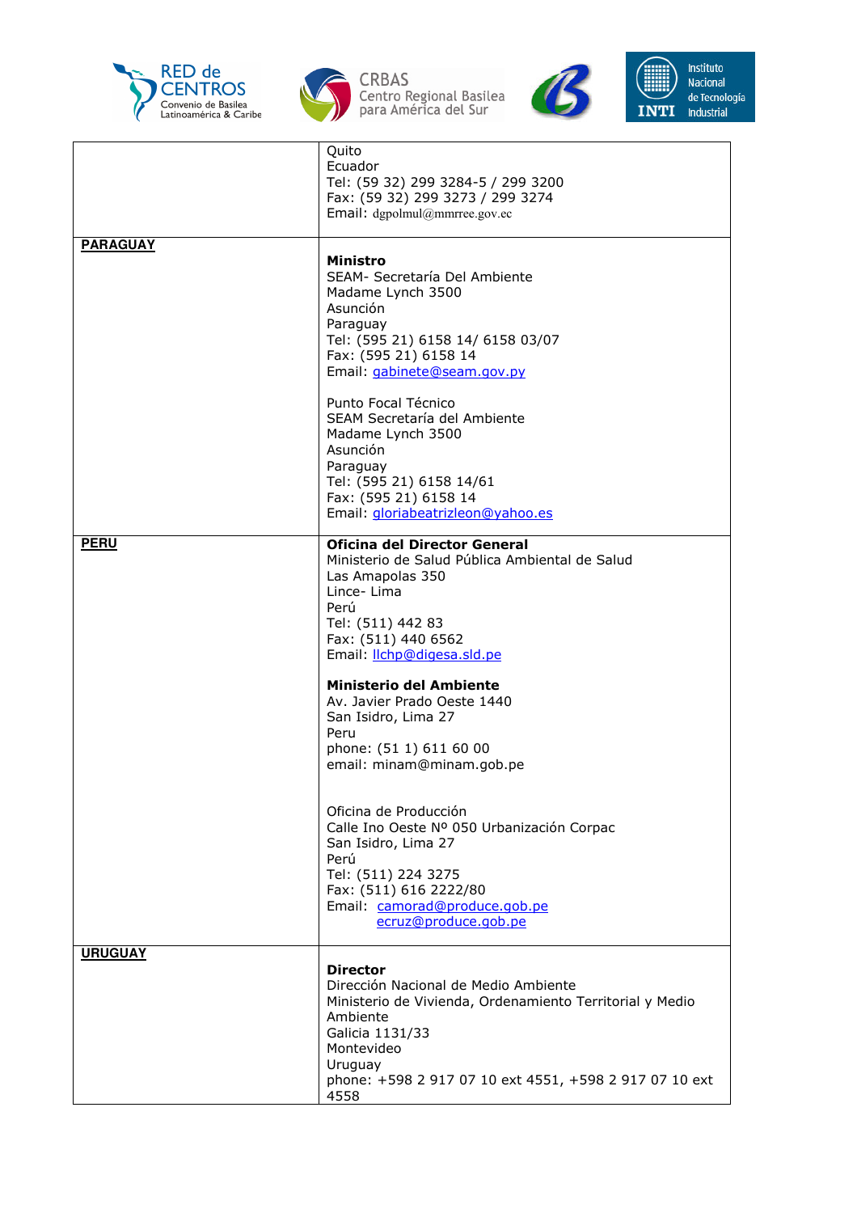| | |
|---|---|
| | Quito<br>Ecuador<br>Tel: (59 32) 299 3284-5 / 299 3200<br>Fax: (59 32) 299 3273 / 299 3274<br>Email: dgpolmul@mmrree.gov.ec |
| **PARAGUAY** | **Ministro**<br>SEAM- Secretaría Del Ambiente<br>Madame Lynch 3500<br>Asunción<br>Paraguay<br>Tel: (595 21) 6158 14/ 6158 03/07<br>Fax: (595 21) 6158 14<br>Email: gabinete@seam.gov.py<br><br>Punto Focal Técnico<br>SEAM Secretaría del Ambiente<br>Madame Lynch 3500<br>Asunción<br>Paraguay<br>Tel: (595 21) 6158 14/61<br>Fax: (595 21) 6158 14<br>Email: gloriabeatrizleon@yahoo.es |
| **PERU** | **Oficina del Director General**<br>Ministerio de Salud Pública Ambiental de Salud<br>Las Amapolas 350<br>Lince- Lima<br>Perú<br>Tel: (511) 442 83<br>Fax: (511) 440 6562<br>Email: llchp@digesa.sld.pe<br><br>**Ministerio del Ambiente**<br>Av. Javier Prado Oeste 1440<br>San Isidro, Lima 27<br>Peru<br>phone: (51 1) 611 60 00<br>email: minam@minam.gob.pe<br><br>Oficina de Producción<br>Calle Ino Oeste Nº 050 Urbanización Corpac<br>San Isidro, Lima 27<br>Perú<br>Tel: (511) 224 3275<br>Fax: (511) 616 2222/80<br>Email: camorad@produce.gob.pe<br>ecruz@produce.gob.pe |
| **URUGUAY** | **Director**<br>Dirección Nacional de Medio Ambiente<br>Ministerio de Vivienda, Ordenamiento Territorial y Medio Ambiente<br>Galicia 1131/33<br>Montevideo<br>Uruguay<br>phone: +598 2 917 07 10 ext 4551, +598 2 917 07 10 ext 4558 |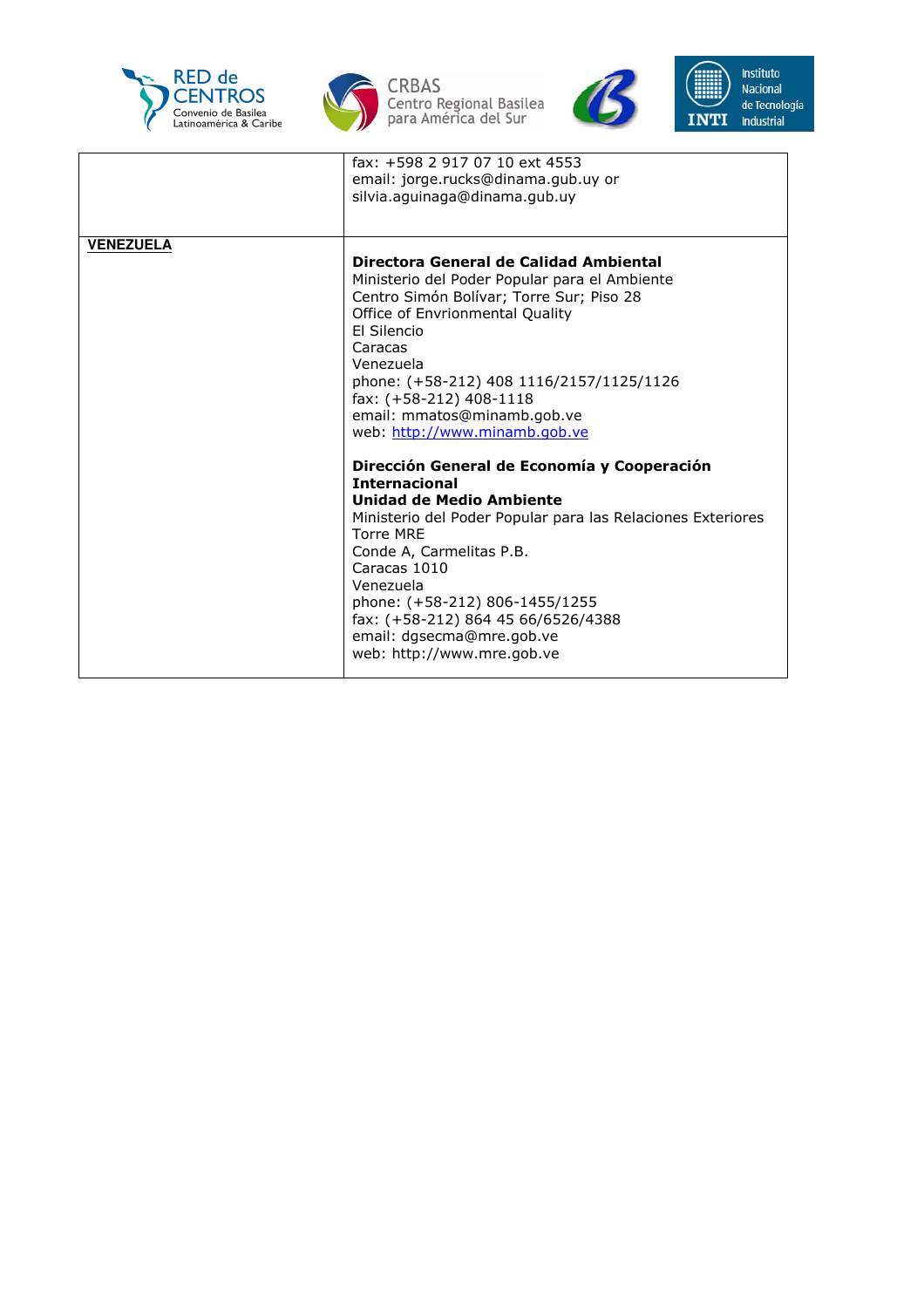| | |
|---|---|
| | fax: +598 2 917 07 10 ext 4553<br>email: jorge.rucks@dinama.gub.uy or<br>silvia.aguinaga@dinama.gub.uy |
| **VENEZUELA** | **Directora General de Calidad Ambiental**<br>Ministerio del Poder Popular para el Ambiente<br>Centro Simón Bolívar; Torre Sur; Piso 28<br>Office of Envrionmental Quality<br>El Silencio<br>Caracas<br>Venezuela<br>phone: (+58-212) 408 1116/2157/1125/1126<br>fax: (+58-212) 408-1118<br>email: mmatos@minamb.gob.ve<br>web: http://www.minamb.gob.ve<br><br>**Dirección General de Economía y Cooperación Internacional**<br>**Unidad de Medio Ambiente**<br>Ministerio del Poder Popular para las Relaciones Exteriores<br>Torre MRE<br>Conde A, Carmelitas P.B.<br>Caracas 1010<br>Venezuela<br>phone: (+58-212) 806-1455/1255<br>fax: (+58-212) 864 45 66/6526/4388<br>email: dgsecma@mre.gob.ve<br>web: http://www.mre.gob.ve |